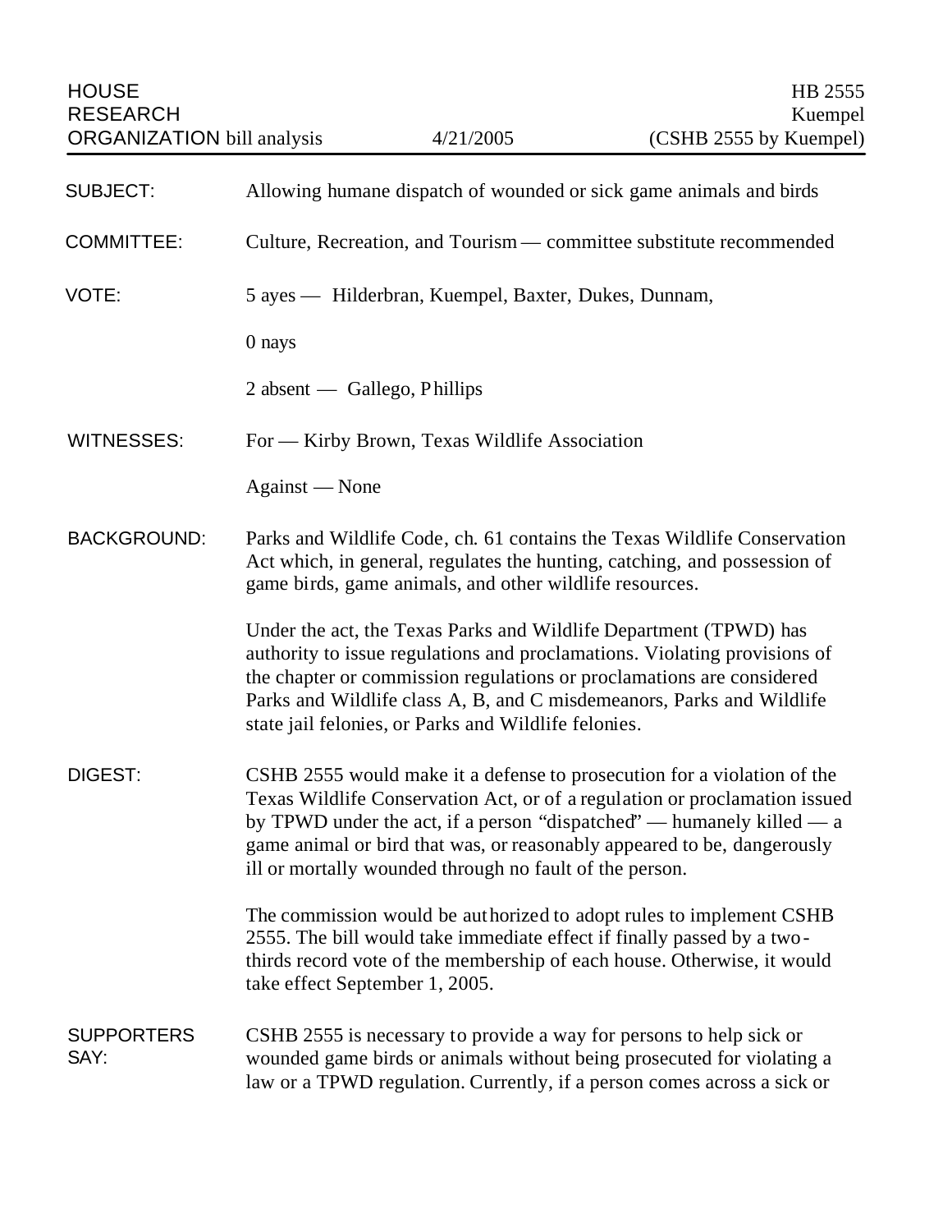HOUSE RESEARCH ORGANIZATION bill analysis | 4/21/2005 | HB 2555 Kuempel (CSHB 2555 by Kuempel)

**SUBJECT:** Allowing humane dispatch of wounded or sick game animals and birds

**COMMITTEE:** Culture, Recreation, and Tourism — committee substitute recommended

**VOTE:** 5 ayes — Hilderbran, Kuempel, Baxter, Dukes, Dunnam,

0 nays

2 absent — Gallego, Phillips

**WITNESSES:** For — Kirby Brown, Texas Wildlife Association

Against — None

**BACKGROUND:** Parks and Wildlife Code, ch. 61 contains the Texas Wildlife Conservation Act which, in general, regulates the hunting, catching, and possession of game birds, game animals, and other wildlife resources.

Under the act, the Texas Parks and Wildlife Department (TPWD) has authority to issue regulations and proclamations. Violating provisions of the chapter or commission regulations or proclamations are considered Parks and Wildlife class A, B, and C misdemeanors, Parks and Wildlife state jail felonies, or Parks and Wildlife felonies.

**DIGEST:** CSHB 2555 would make it a defense to prosecution for a violation of the Texas Wildlife Conservation Act, or of a regulation or proclamation issued by TPWD under the act, if a person "dispatched" — humanely killed — a game animal or bird that was, or reasonably appeared to be, dangerously ill or mortally wounded through no fault of the person.

The commission would be authorized to adopt rules to implement CSHB 2555. The bill would take immediate effect if finally passed by a two-thirds record vote of the membership of each house. Otherwise, it would take effect September 1, 2005.

**SUPPORTERS SAY:** CSHB 2555 is necessary to provide a way for persons to help sick or wounded game birds or animals without being prosecuted for violating a law or a TPWD regulation. Currently, if a person comes across a sick or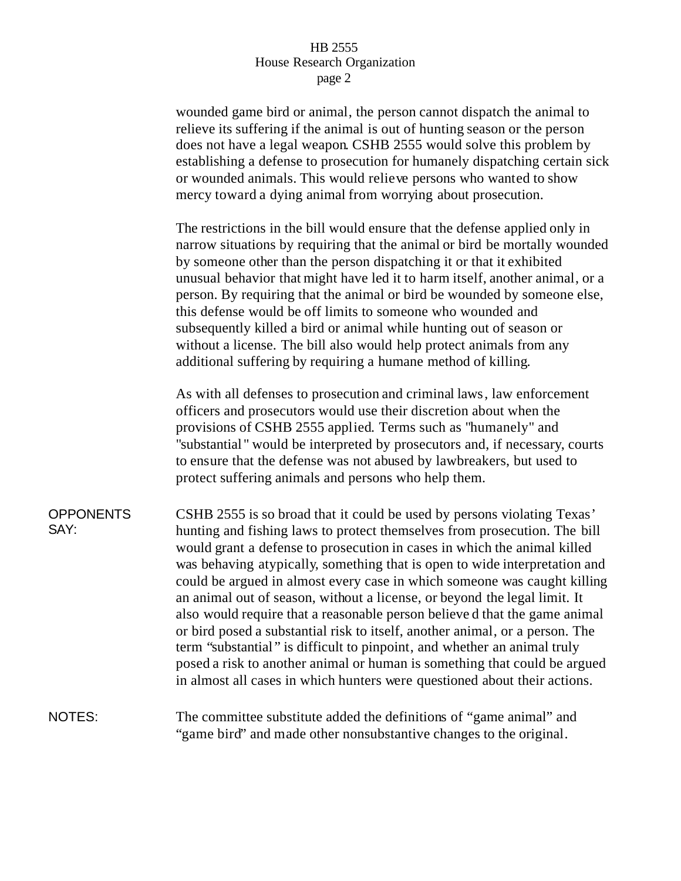wounded game bird or animal, the person cannot dispatch the animal to relieve its suffering if the animal is out of hunting season or the person does not have a legal weapon. CSHB 2555 would solve this problem by establishing a defense to prosecution for humanely dispatching certain sick or wounded animals. This would relieve persons who wanted to show mercy toward a dying animal from worrying about prosecution.

The restrictions in the bill would ensure that the defense applied only in narrow situations by requiring that the animal or bird be mortally wounded by someone other than the person dispatching it or that it exhibited unusual behavior that might have led it to harm itself, another animal, or a person. By requiring that the animal or bird be wounded by someone else, this defense would be off limits to someone who wounded and subsequently killed a bird or animal while hunting out of season or without a license. The bill also would help protect animals from any additional suffering by requiring a humane method of killing.

As with all defenses to prosecution and criminal laws, law enforcement officers and prosecutors would use their discretion about when the provisions of CSHB 2555 applied. Terms such as "humanely" and "substantial" would be interpreted by prosecutors and, if necessary, courts to ensure that the defense was not abused by lawbreakers, but used to protect suffering animals and persons who help them.

**OPPONENTS SAY:**

CSHB 2555 is so broad that it could be used by persons violating Texas' hunting and fishing laws to protect themselves from prosecution. The bill would grant a defense to prosecution in cases in which the animal killed was behaving atypically, something that is open to wide interpretation and could be argued in almost every case in which someone was caught killing an animal out of season, without a license, or beyond the legal limit. It also would require that a reasonable person believed that the game animal or bird posed a substantial risk to itself, another animal, or a person. The term "substantial" is difficult to pinpoint, and whether an animal truly posed a risk to another animal or human is something that could be argued in almost all cases in which hunters were questioned about their actions.

**NOTES:**

The committee substitute added the definitions of "game animal" and "game bird" and made other nonsubstantive changes to the original.